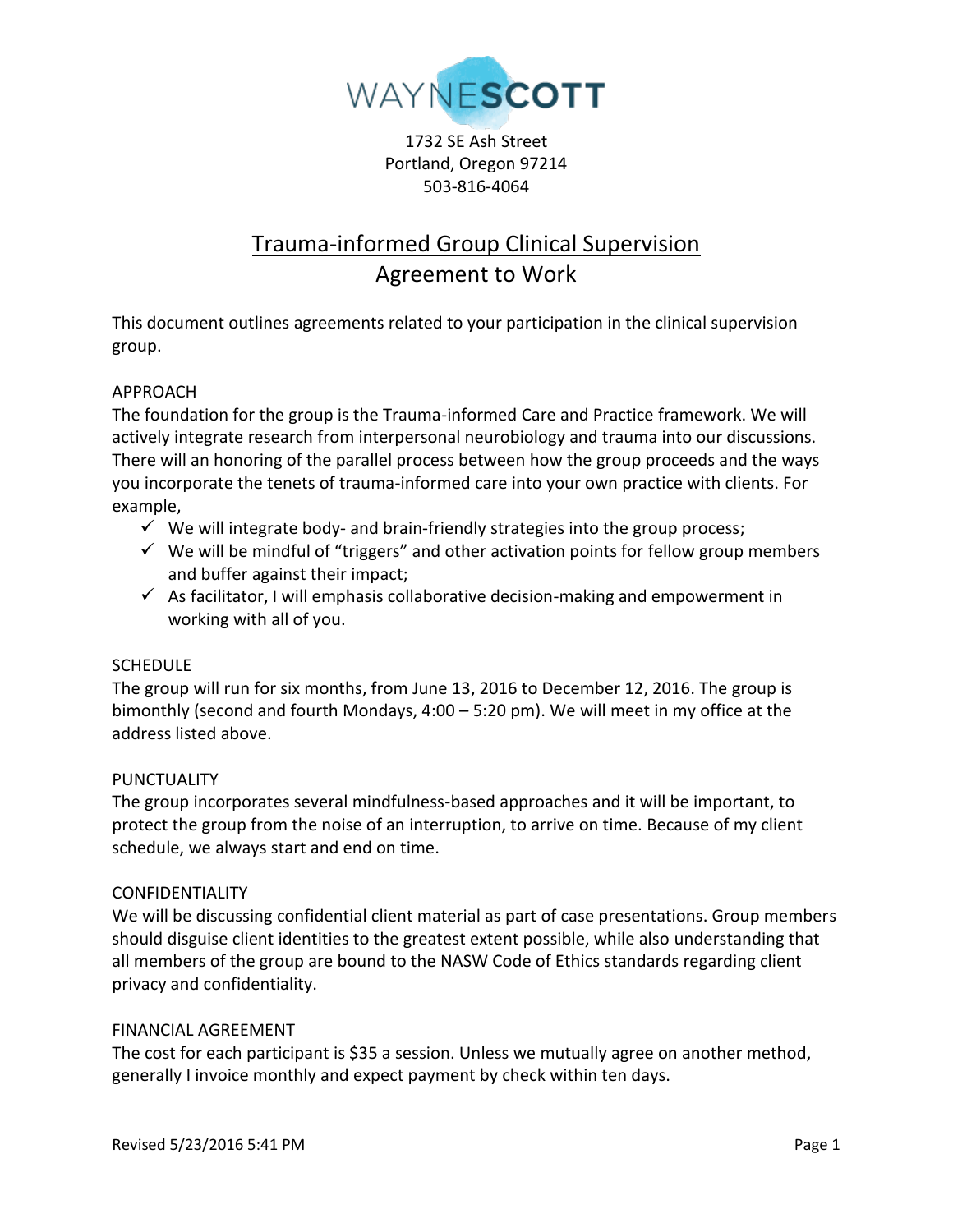WAYNESCOTT

1732 SE Ash Street
Portland, Oregon 97214
503-816-4064

# Trauma-informed Group Clinical Supervision
## Agreement to Work

This document outlines agreements related to your participation in the clinical supervision group.

### APPROACH

The foundation for the group is the Trauma-informed Care and Practice framework. We will actively integrate research from interpersonal neurobiology and trauma into our discussions. There will an honoring of the parallel process between how the group proceeds and the ways you incorporate the tenets of trauma-informed care into your own practice with clients. For example,

- ✓ We will integrate body- and brain-friendly strategies into the group process;
- ✓ We will be mindful of "triggers" and other activation points for fellow group members and buffer against their impact;
- ✓ As facilitator, I will emphasis collaborative decision-making and empowerment in working with all of you.

### SCHEDULE

The group will run for six months, from June 13, 2016 to December 12, 2016. The group is bimonthly (second and fourth Mondays, 4:00 – 5:20 pm). We will meet in my office at the address listed above.

### PUNCTUALITY

The group incorporates several mindfulness-based approaches and it will be important, to protect the group from the noise of an interruption, to arrive on time. Because of my client schedule, we always start and end on time.

### CONFIDENTIALITY

We will be discussing confidential client material as part of case presentations. Group members should disguise client identities to the greatest extent possible, while also understanding that all members of the group are bound to the NASW Code of Ethics standards regarding client privacy and confidentiality.

### FINANCIAL AGREEMENT

The cost for each participant is $35 a session. Unless we mutually agree on another method, generally I invoice monthly and expect payment by check within ten days.

Revised 5/23/2016 5:41 PM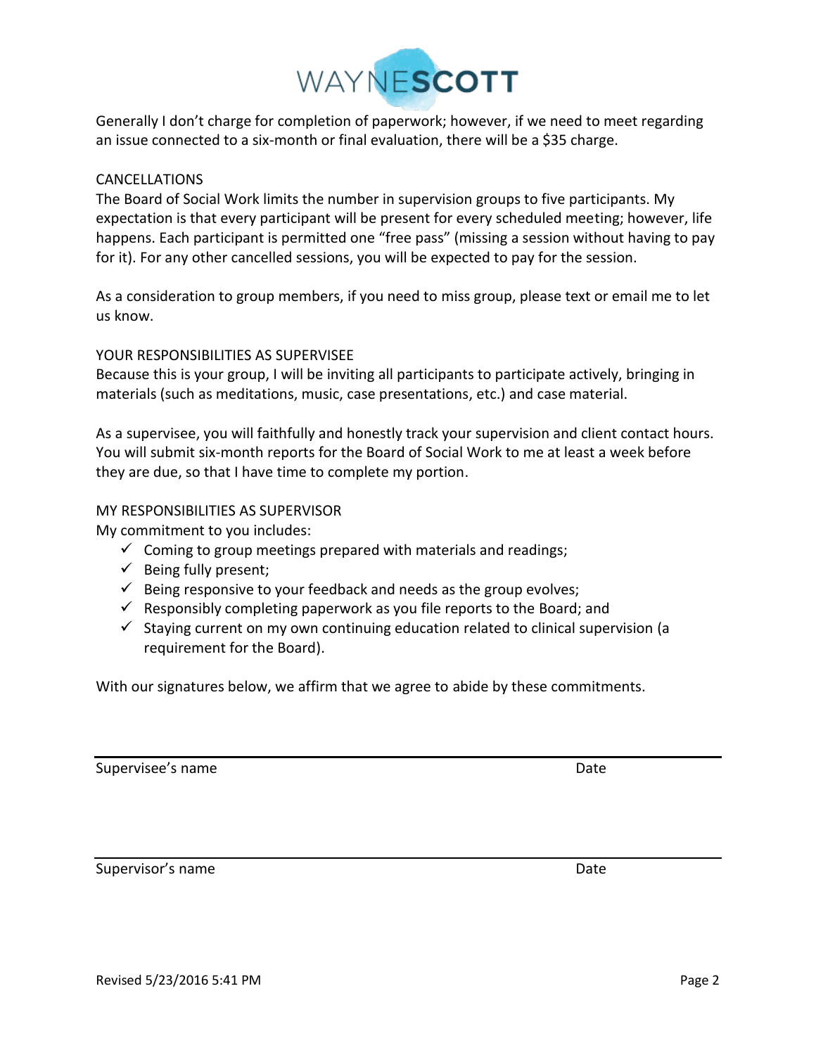Generally I don't charge for completion of paperwork; however, if we need to meet regarding an issue connected to a six-month or final evaluation, there will be a $35 charge.

## CANCELLATIONS

The Board of Social Work limits the number in supervision groups to five participants. My expectation is that every participant will be present for every scheduled meeting; however, life happens. Each participant is permitted one "free pass" (missing a session without having to pay for it). For any other cancelled sessions, you will be expected to pay for the session.

As a consideration to group members, if you need to miss group, please text or email me to let us know.

## YOUR RESPONSIBILITIES AS SUPERVISEE

Because this is your group, I will be inviting all participants to participate actively, bringing in materials (such as meditations, music, case presentations, etc.) and case material.

As a supervisee, you will faithfully and honestly track your supervision and client contact hours. You will submit six-month reports for the Board of Social Work to me at least a week before they are due, so that I have time to complete my portion.

## MY RESPONSIBILITIES AS SUPERVISOR

My commitment to you includes:

- ✓ Coming to group meetings prepared with materials and readings;
- ✓ Being fully present;
- ✓ Being responsive to your feedback and needs as the group evolves;
- ✓ Responsibly completing paperwork as you file reports to the Board; and
- ✓ Staying current on my own continuing education related to clinical supervision (a requirement for the Board).

With our signatures below, we affirm that we agree to abide by these commitments.

\_\_\_\_\_\_\_\_\_\_\_\_\_\_\_\_\_\_\_\_\_\_\_\_\_\_\_\_\_\_\_\_\_\_\_\_\_\_\_\_\_\_\_\_\_\_\_\_\_\_\_\_\_\_\_\_\_\_\_\_

Supervisee's name                                                                                     Date

\_\_\_\_\_\_\_\_\_\_\_\_\_\_\_\_\_\_\_\_\_\_\_\_\_\_\_\_\_\_\_\_\_\_\_\_\_\_\_\_\_\_\_\_\_\_\_\_\_\_\_\_\_\_\_\_\_\_\_\_

Supervisor's name                                                                                     Date

Revised 5/23/2016 5:41 PM